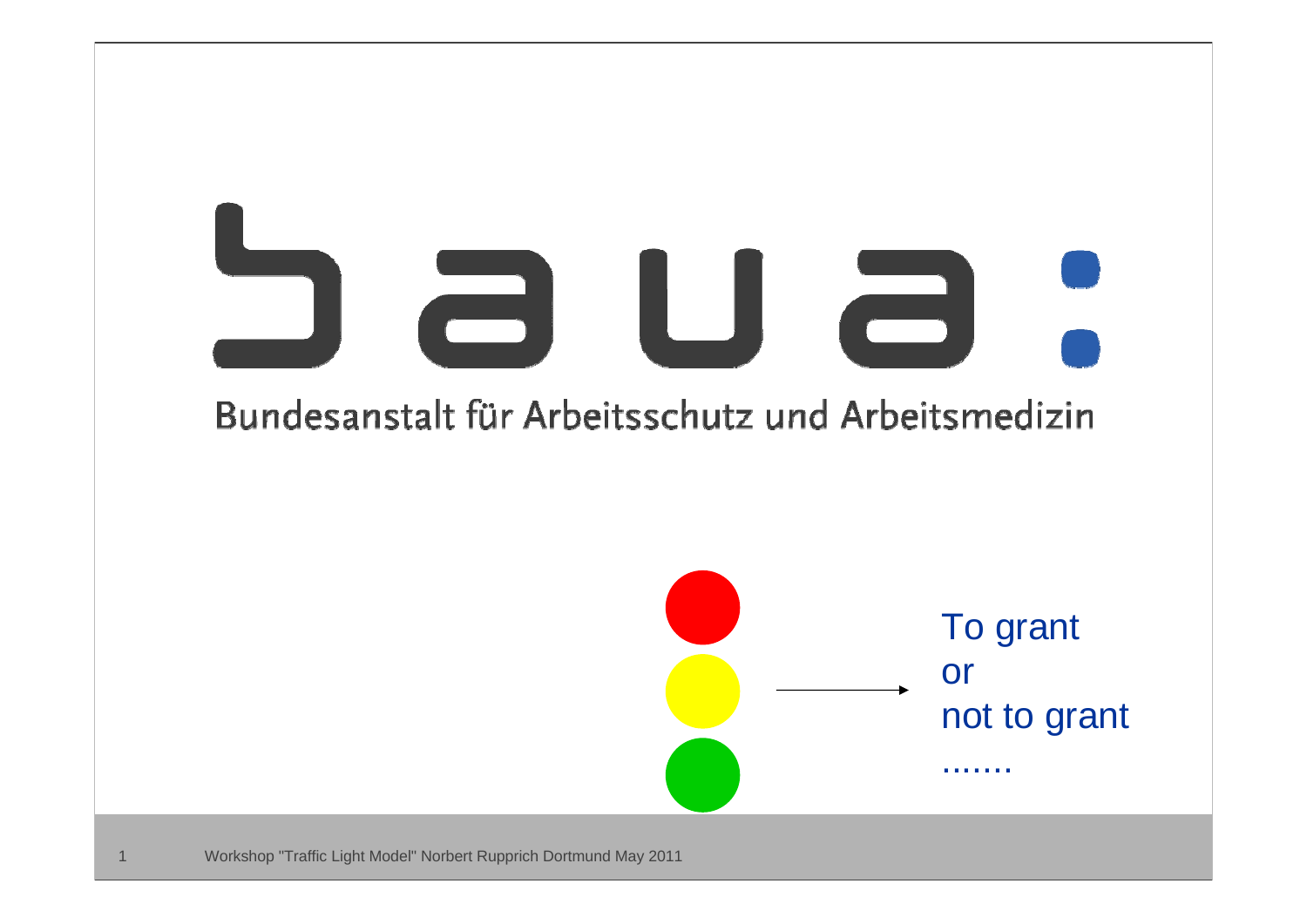# baua:

Bundesanstalt für Arbeitsschutz und Arbeitsmedizin

To grant
or
not to grant
.......

Workshop "Traffic Light Model" Norbert Rupprich Dortmund May 2011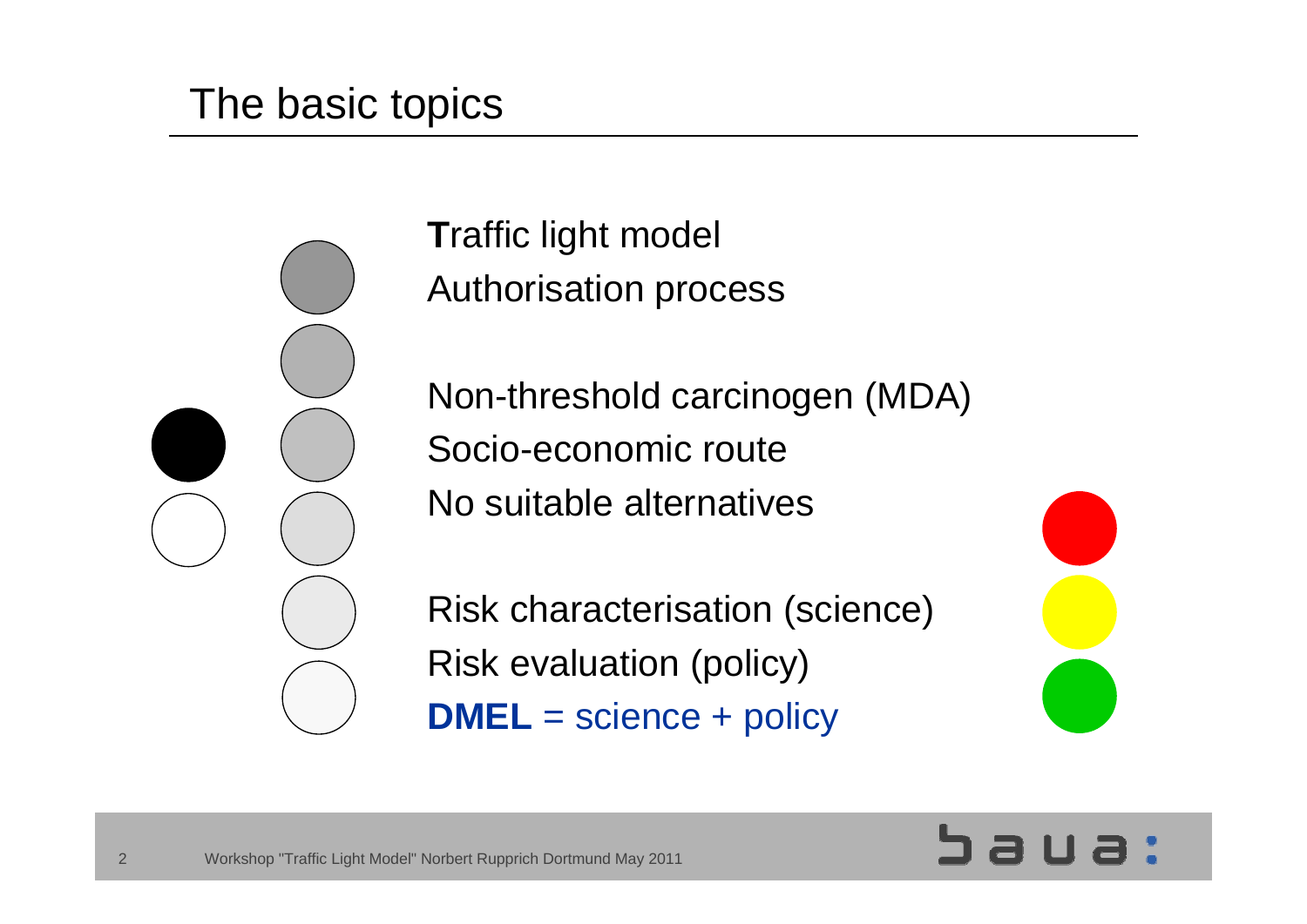# The basic topics

**T**raffic light model
Authorisation process

Non-threshold carcinogen (MDA)
Socio-economic route
No suitable alternatives

Risk characterisation (science)
Risk evaluation (policy)
**DMEL** = science + policy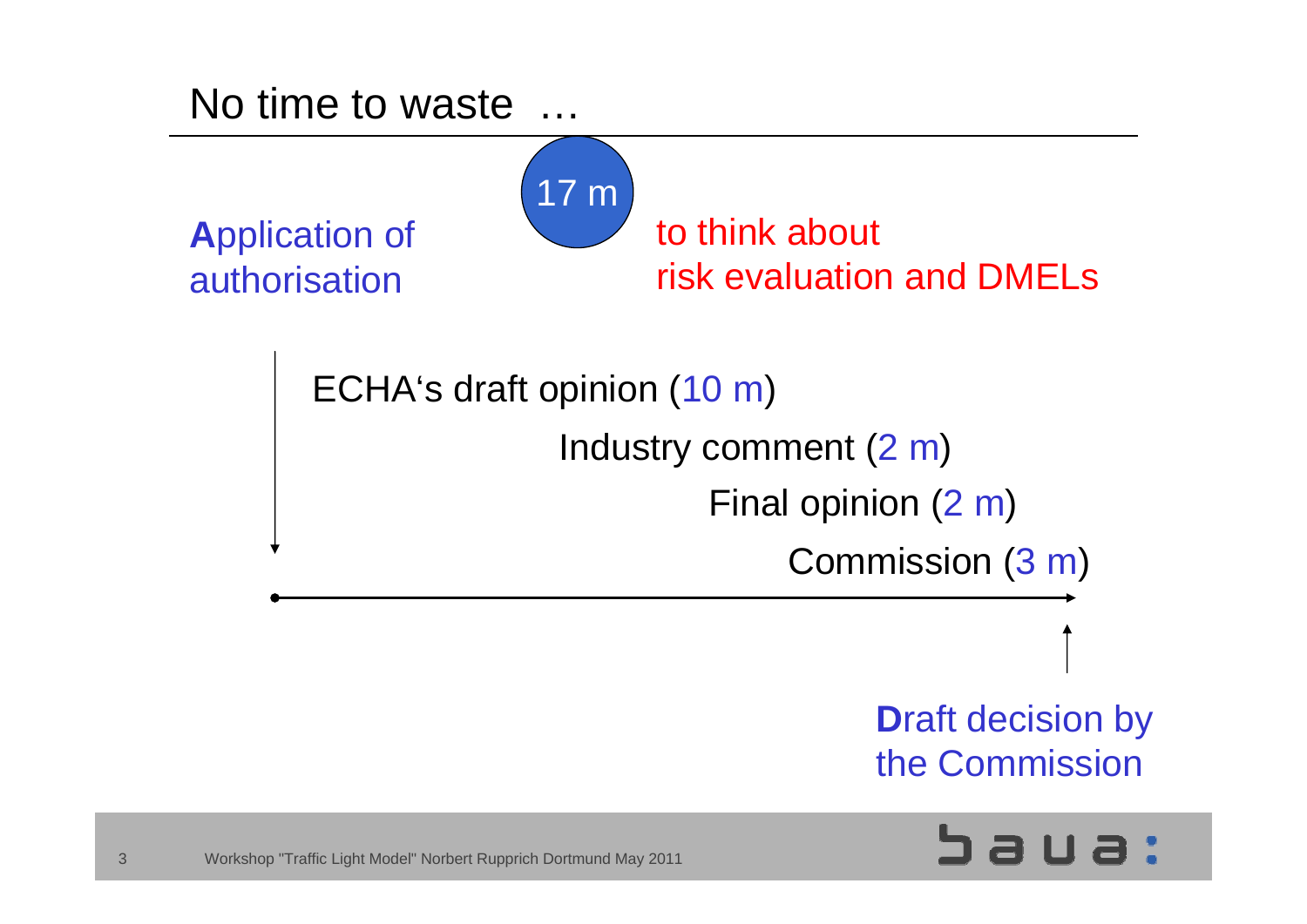# No time to waste …

**A**pplication of authorisation

17 m

to think about risk evaluation and DMELs

ECHA's draft opinion (10 m)

Industry comment (2 m)

Final opinion (2 m)

Commission (3 m)

**D**raft decision by the Commission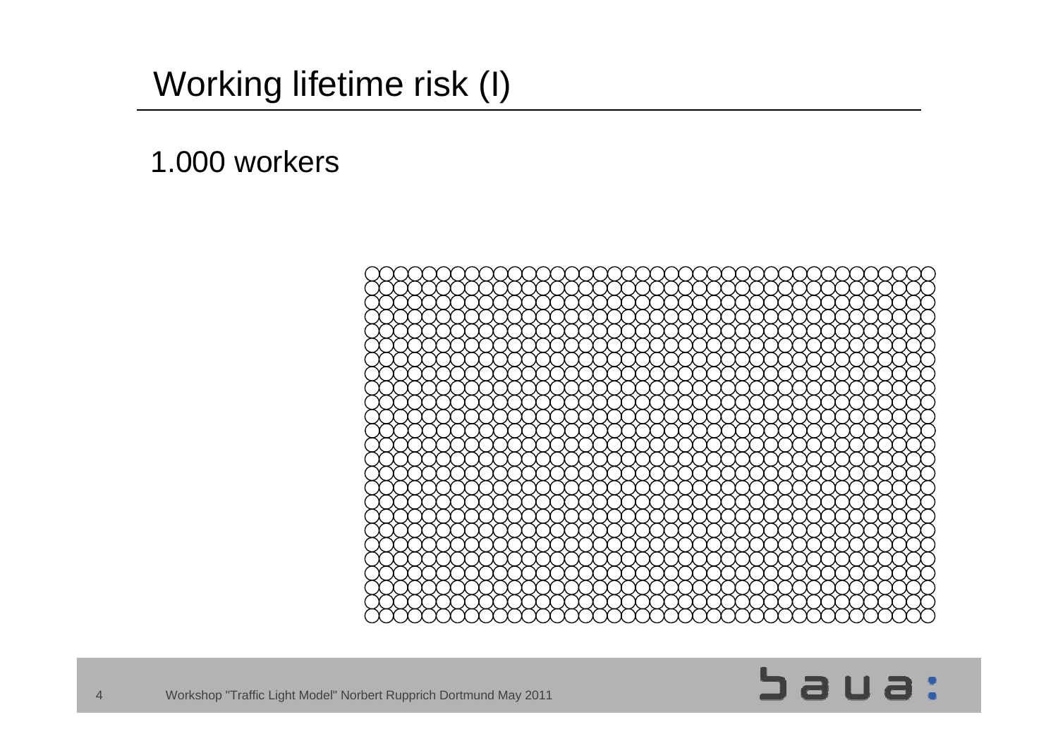# Working lifetime risk (I)

1.000 workers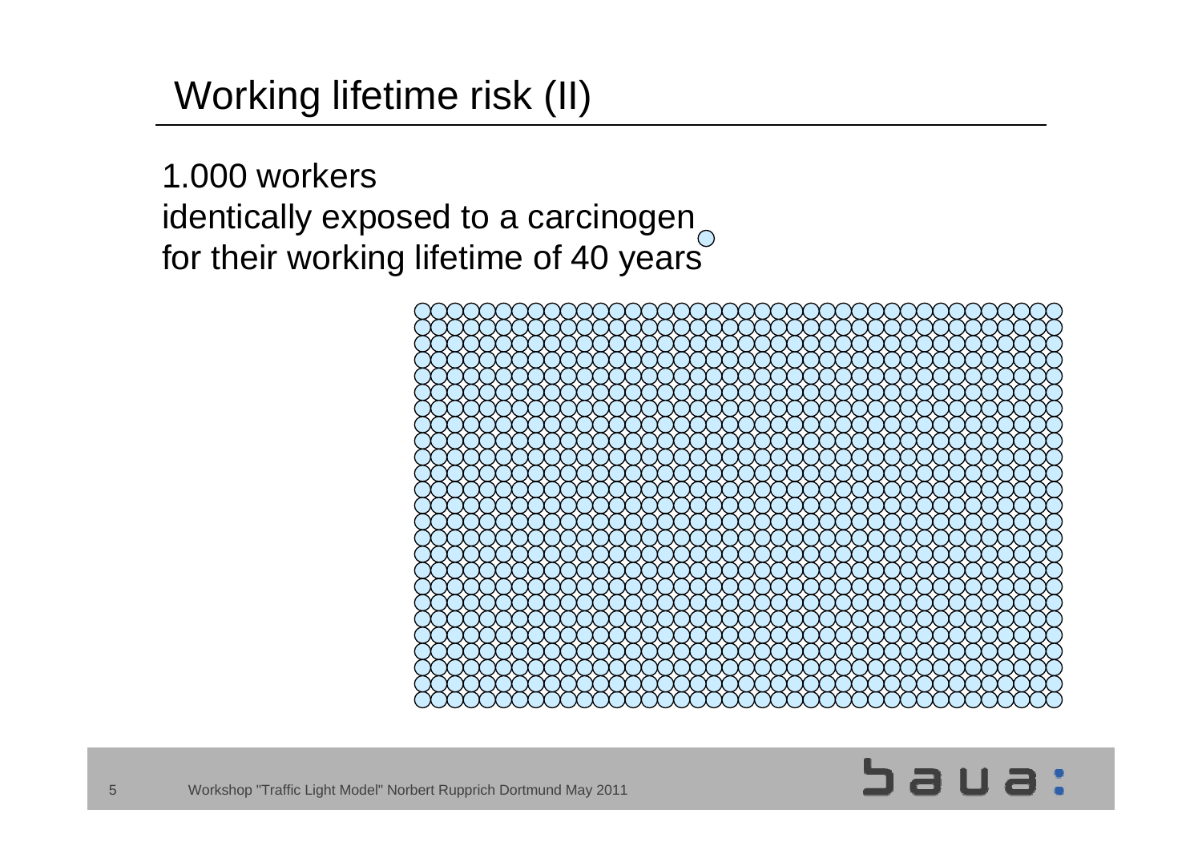# Working lifetime risk (II)

1.000 workers
identically exposed to a carcinogen
for their working lifetime of 40 years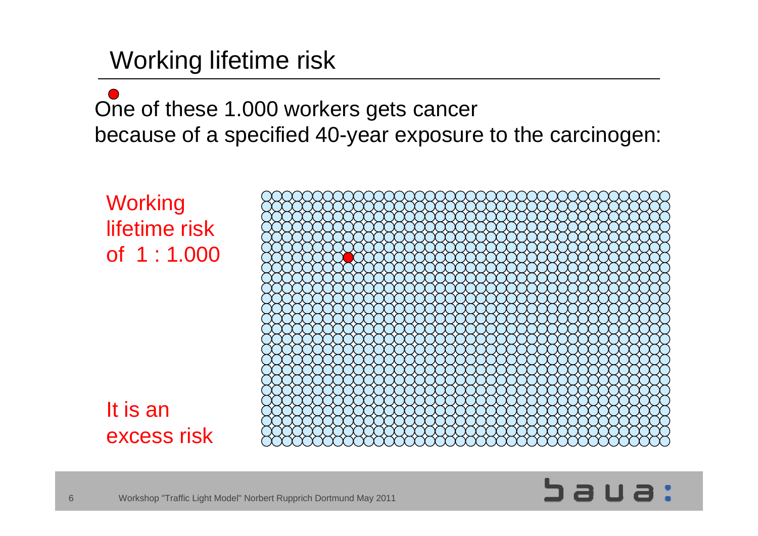# Working lifetime risk

One of these 1.000 workers gets cancer because of a specified 40-year exposure to the carcinogen:

Working lifetime risk of 1 : 1.000

It is an excess risk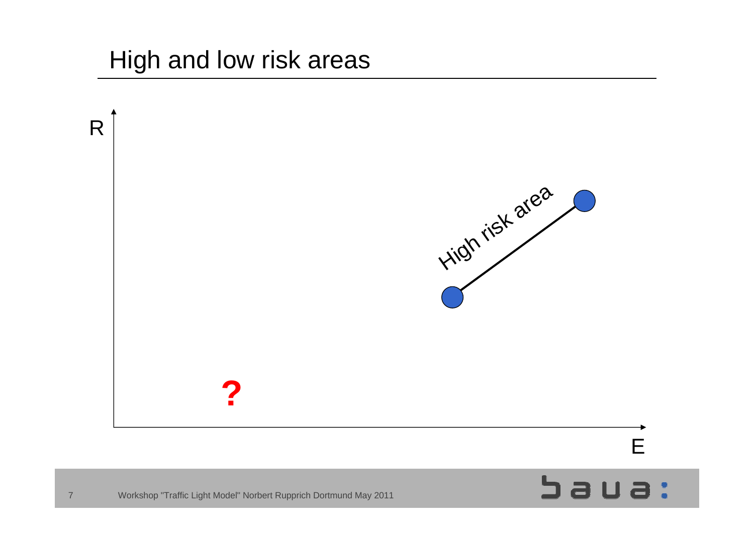# High and low risk areas

R

High risk area

?

E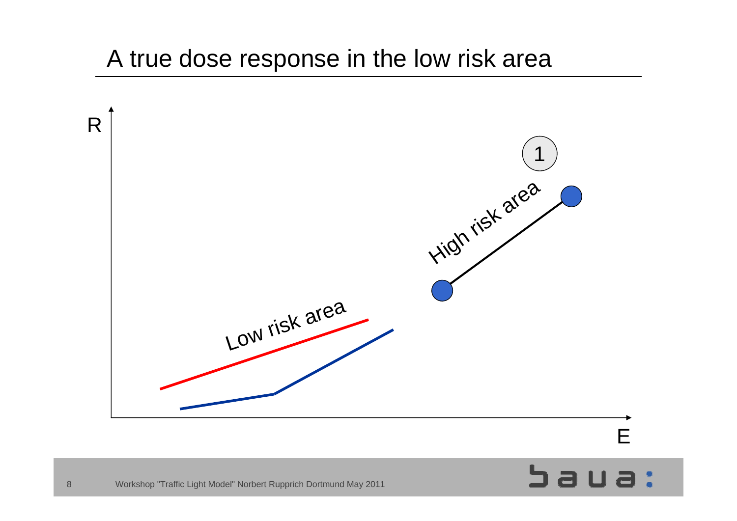# A true dose response in the low risk area

R

1

High risk area

Low risk area

E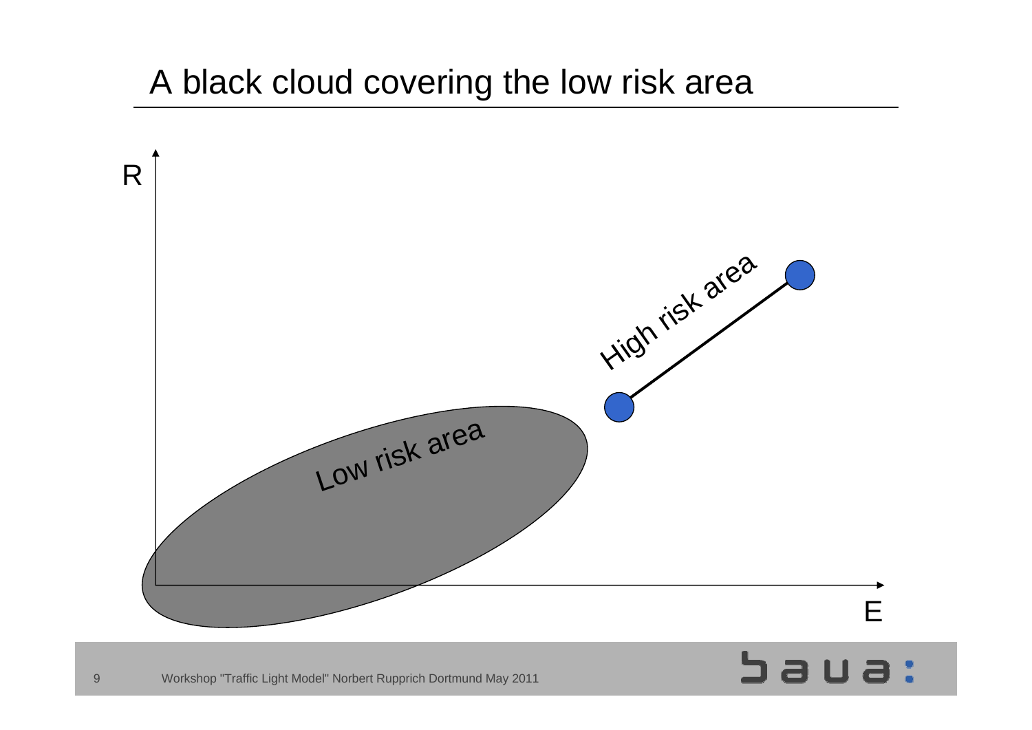# A black cloud covering the low risk area

R

Low risk area

High risk area

E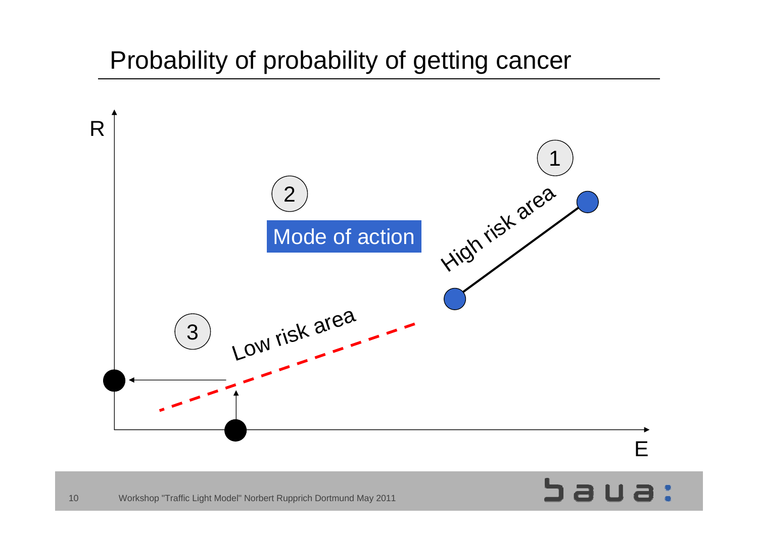# Probability of probability of getting cancer

R

2

Mode of action

1

High risk area

3

Low risk area

E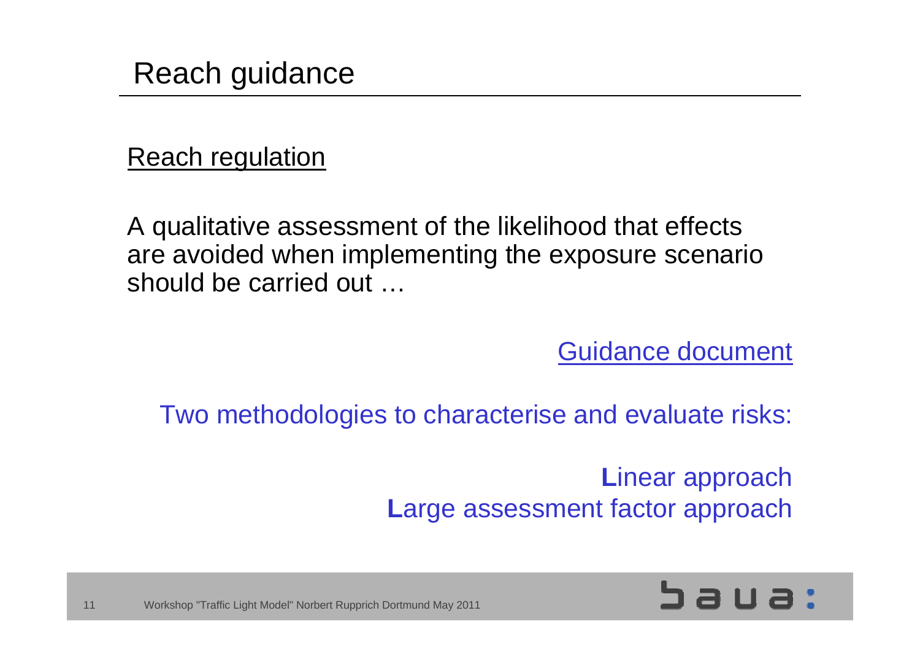# Reach guidance

Reach regulation

A qualitative assessment of the likelihood that effects are avoided when implementing the exposure scenario should be carried out …

Guidance document

Two methodologies to characterise and evaluate risks:

**L**inear approach
**L**arge assessment factor approach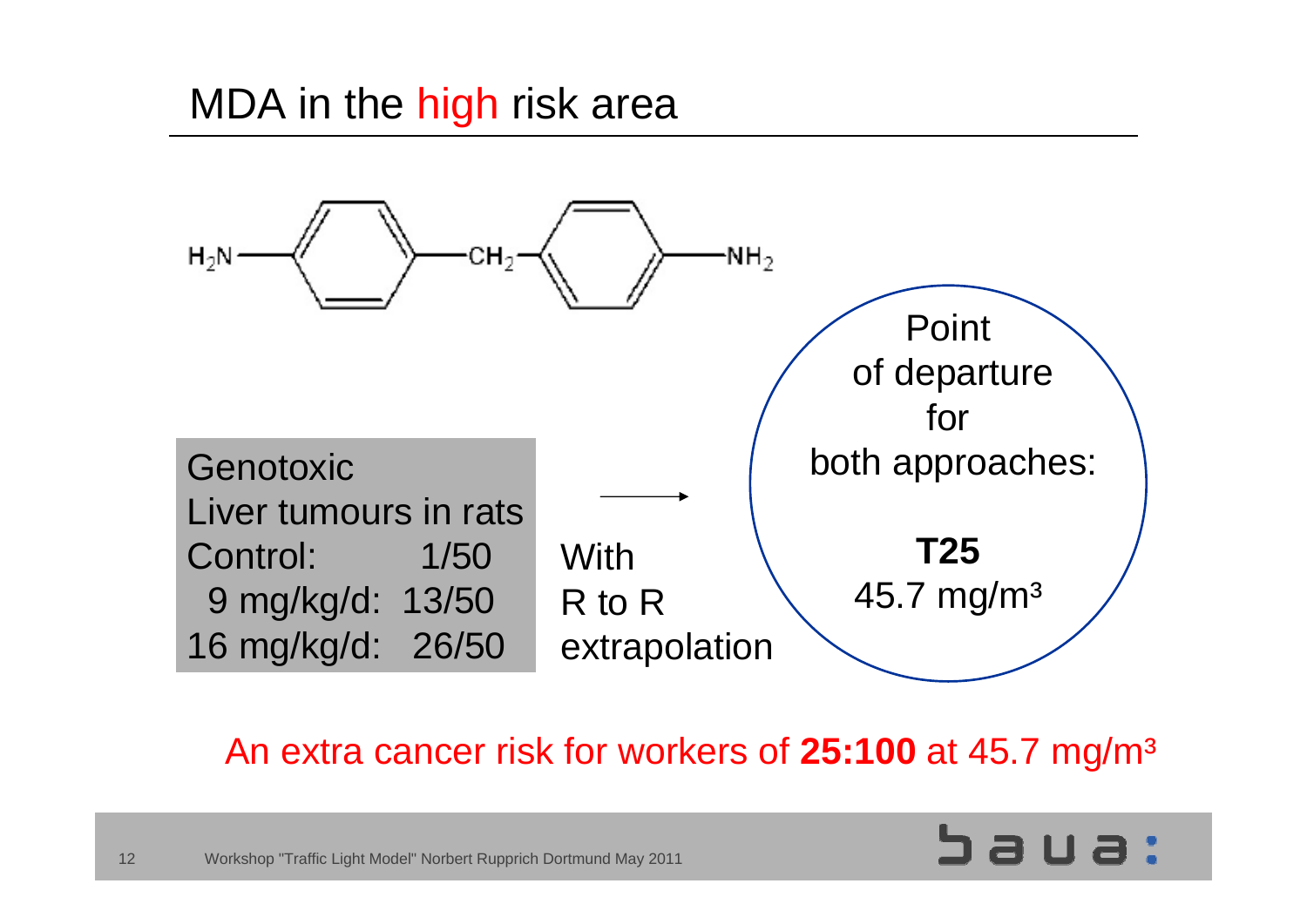# MDA in the high risk area

$H_2N-C_6H_4-CH_2-C_6H_4-NH_2$

Genotoxic
Liver tumours in rats

| | |
|---|---|
| Control: | 1/50 |
| 9 mg/kg/d: | 13/50 |
| 16 mg/kg/d: | 26/50 |

→ With R to R extrapolation

Point of departure for both approaches:

**T25**
45.7 mg/m³

An extra cancer risk for workers of **25:100** at 45.7 mg/m³

Workshop "Traffic Light Model" Norbert Rupprich Dortmund May 2011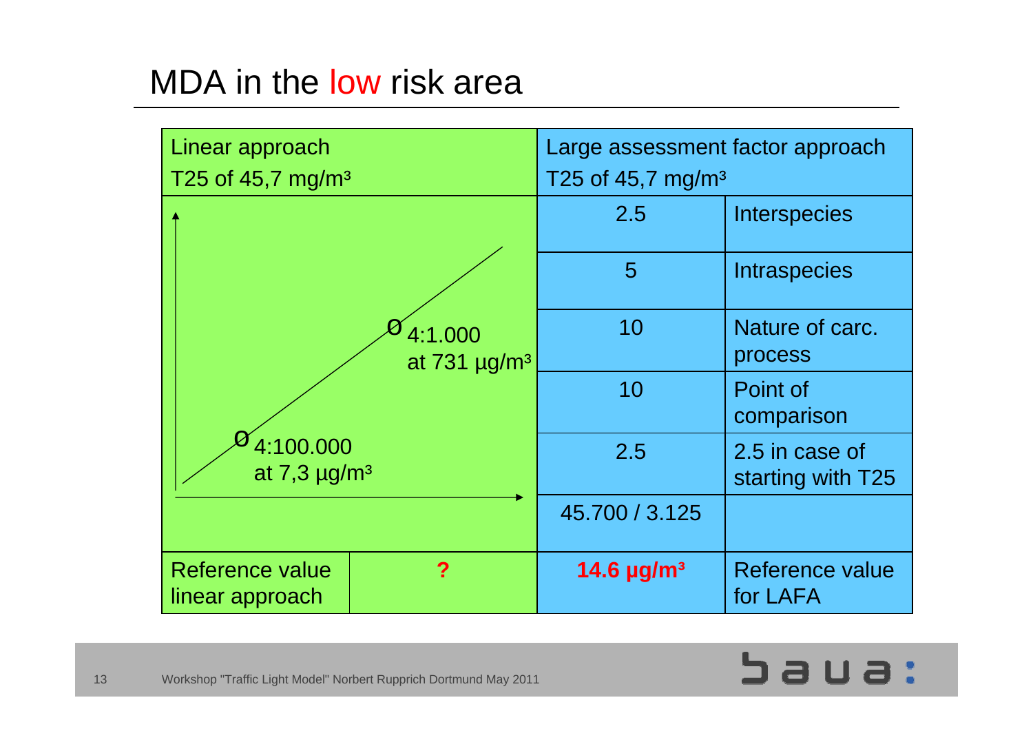# MDA in the low risk area

| Linear approach<br>T25 of 45,7 mg/m³ | | Large assessment factor approach<br>T25 of 45,7 mg/m³ | |
|---|---|---|---|
| 4:1.000 at 731 µg/m³<br>4:100.000 at 7,3 µg/m³ | | 2.5 | Interspecies |
| | | 5 | Intraspecies |
| | | 10 | Nature of carc. process |
| | | 10 | Point of comparison |
| | | 2.5 | 2.5 in case of starting with T25 |
| | | 45.700 / 3.125 | |
| Reference value linear approach | **?** | **14.6 µg/m³** | Reference value for LAFA |

Workshop "Traffic Light Model" Norbert Rupprich Dortmund May 2011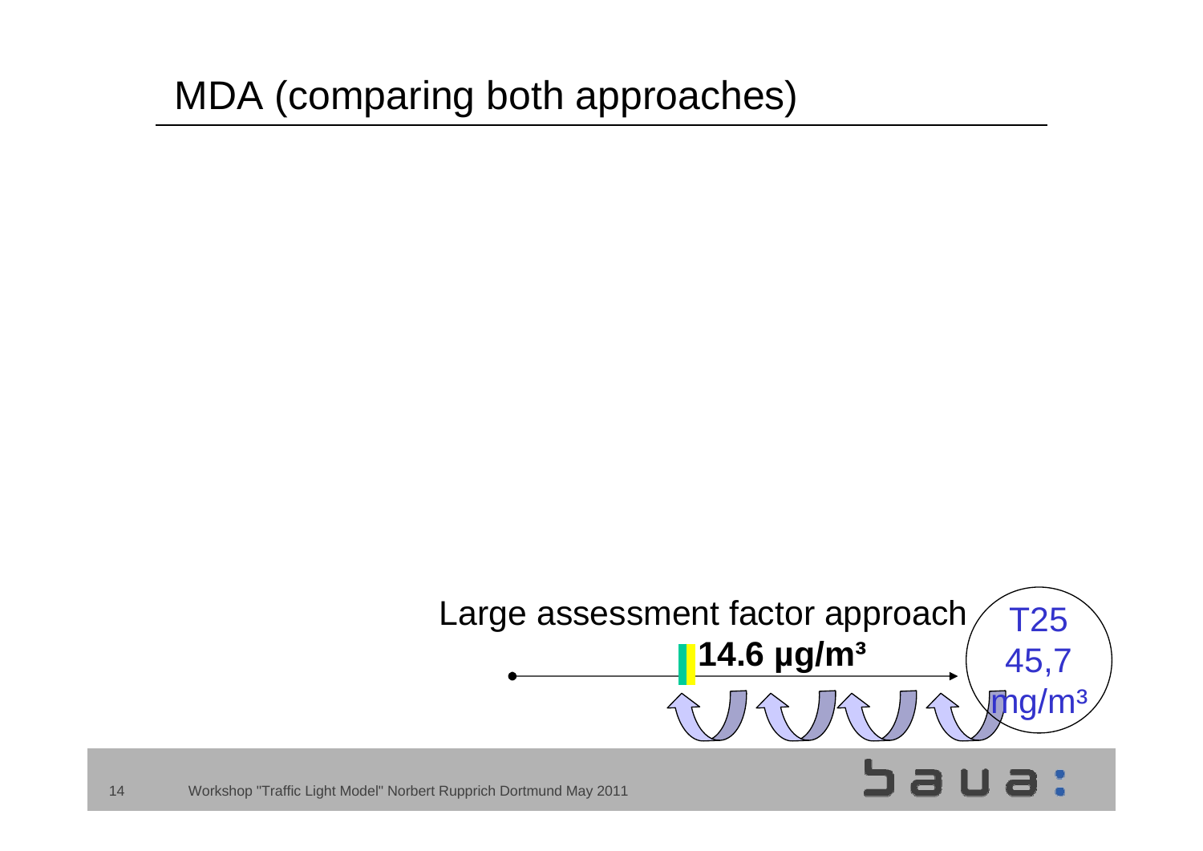# MDA (comparing both approaches)

Large assessment factor approach

**14.6 µg/m³**

T25
45,7
mg/m³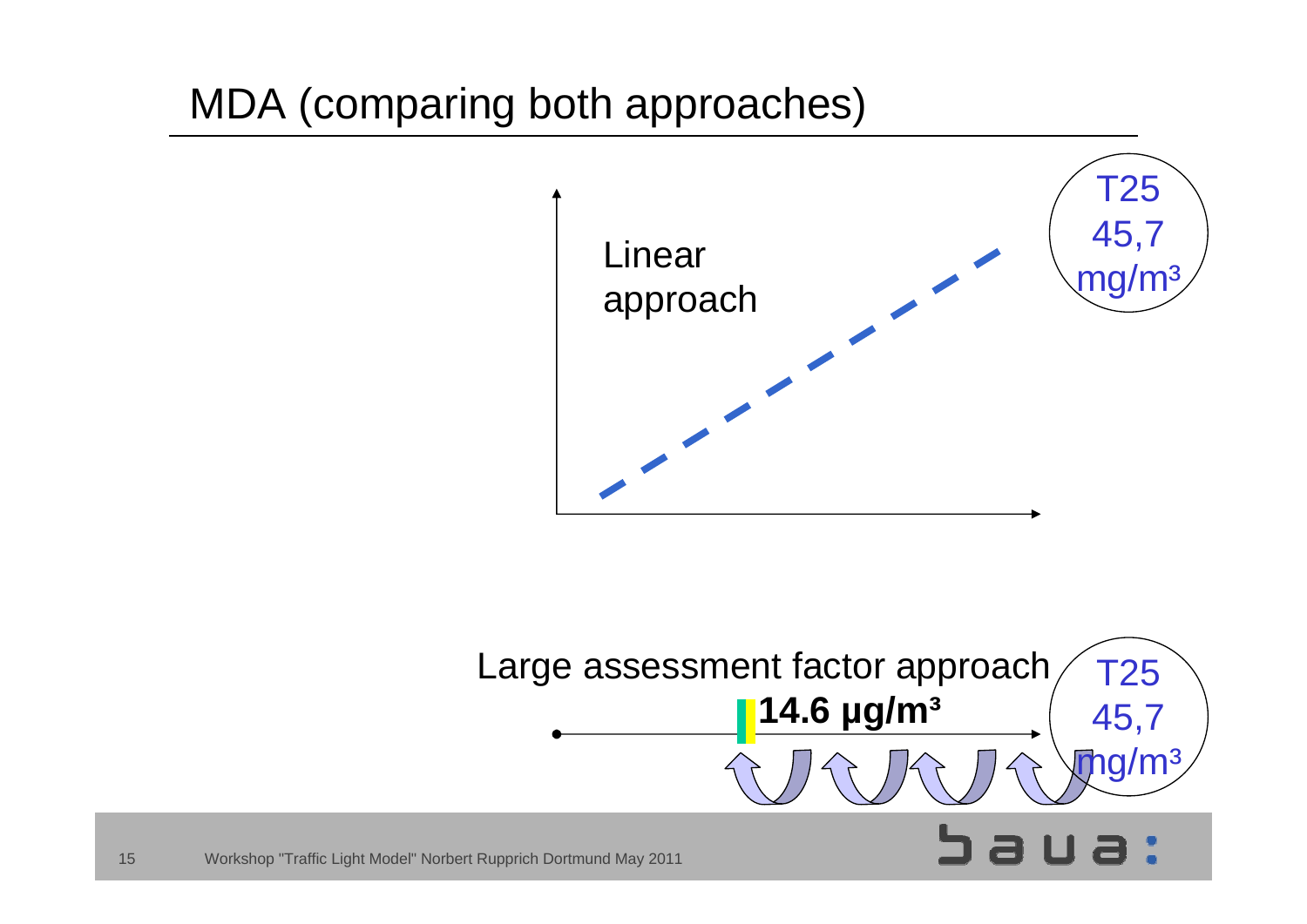# MDA (comparing both approaches)

Linear approach

T25 45,7 mg/m³

Large assessment factor approach

**14.6 µg/m³**

T25 45,7 mg/m³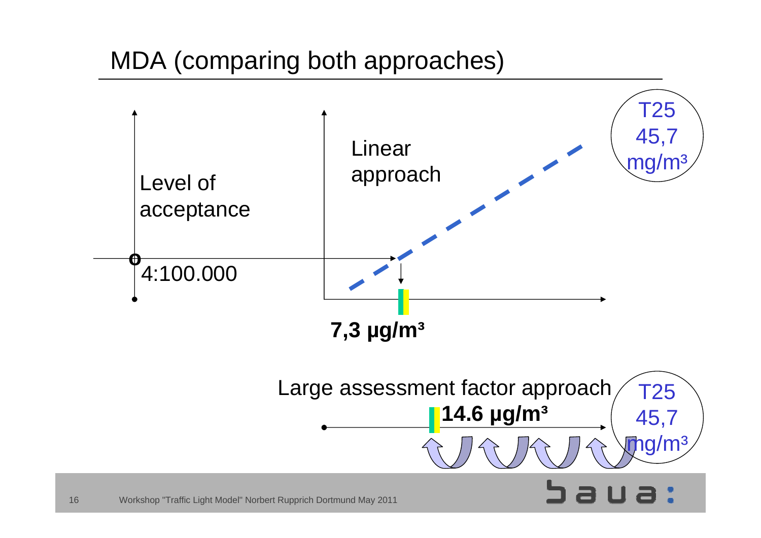# MDA (comparing both approaches)

Level of acceptance

4:100.000

Linear approach

T25 45,7 mg/m³

7,3 µg/m³

Large assessment factor approach

14.6 µg/m³

T25 45,7 mg/m³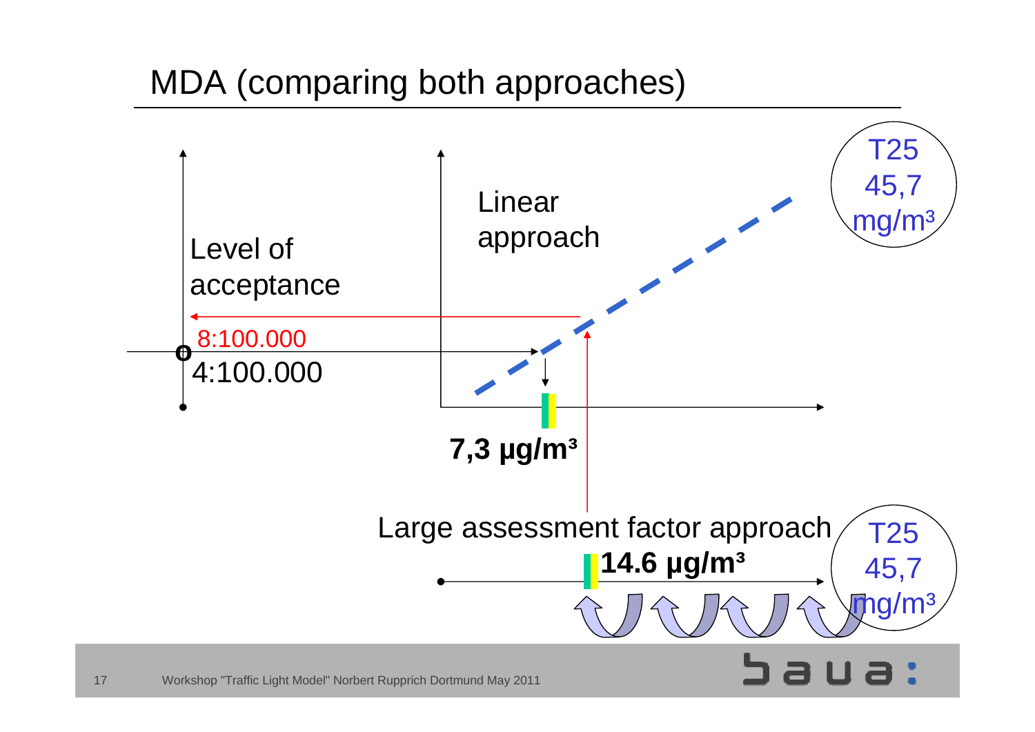# MDA (comparing both approaches)

Level of acceptance

8:100.000

4:100.000

Linear approach

T25 45,7 mg/m³

**7,3 µg/m³**

Large assessment factor approach

**14.6 µg/m³**

T25 45,7 mg/m³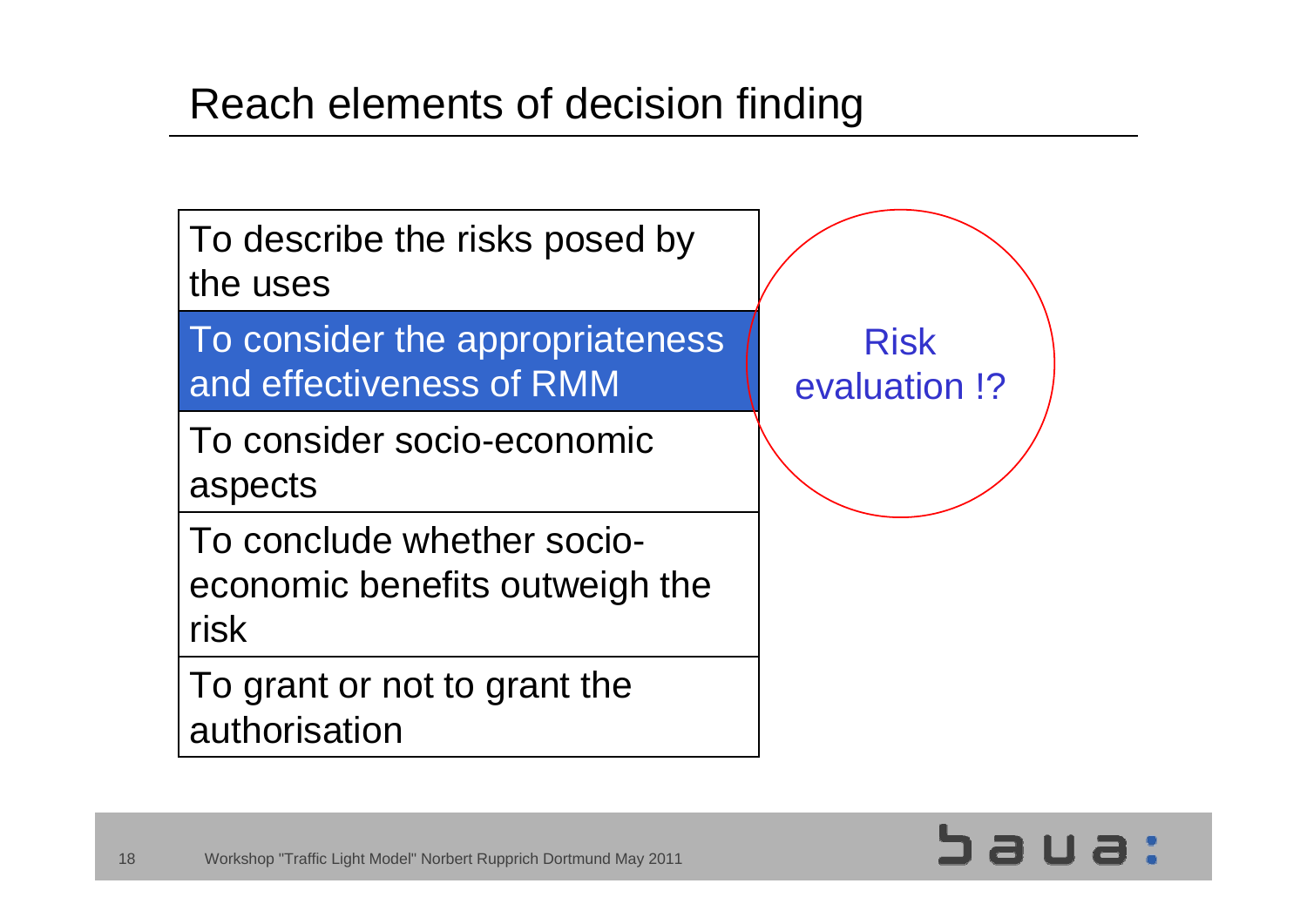# Reach elements of decision finding

| To describe the risks posed by the uses |
| --- |
| **To consider the appropriateness and effectiveness of RMM** |
| To consider socio-economic aspects |
| To conclude whether socio-economic benefits outweigh the risk |
| To grant or not to grant the authorisation |

Risk evaluation !?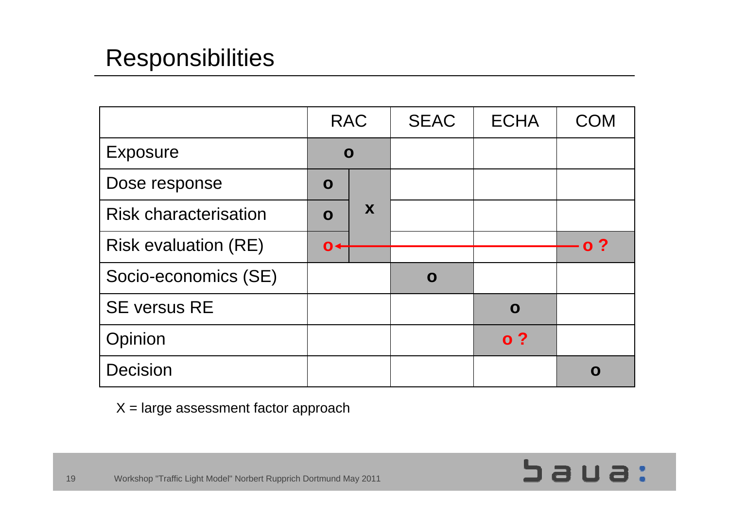# Responsibilities

| | RAC | | SEAC | ECHA | COM |
|---|---|---|---|---|---|
| Exposure | o | | | | |
| Dose response | o | x | | | |
| Risk characterisation | o | | | | |
| Risk evaluation (RE) | o ← | ← | ← | ← | o ? |
| Socio-economics (SE) | | | o | | |
| SE versus RE | | | | o | |
| Opinion | | | | o ? | |
| Decision | | | | | o |

X = large assessment factor approach

Workshop "Traffic Light Model" Norbert Rupprich Dortmund May 2011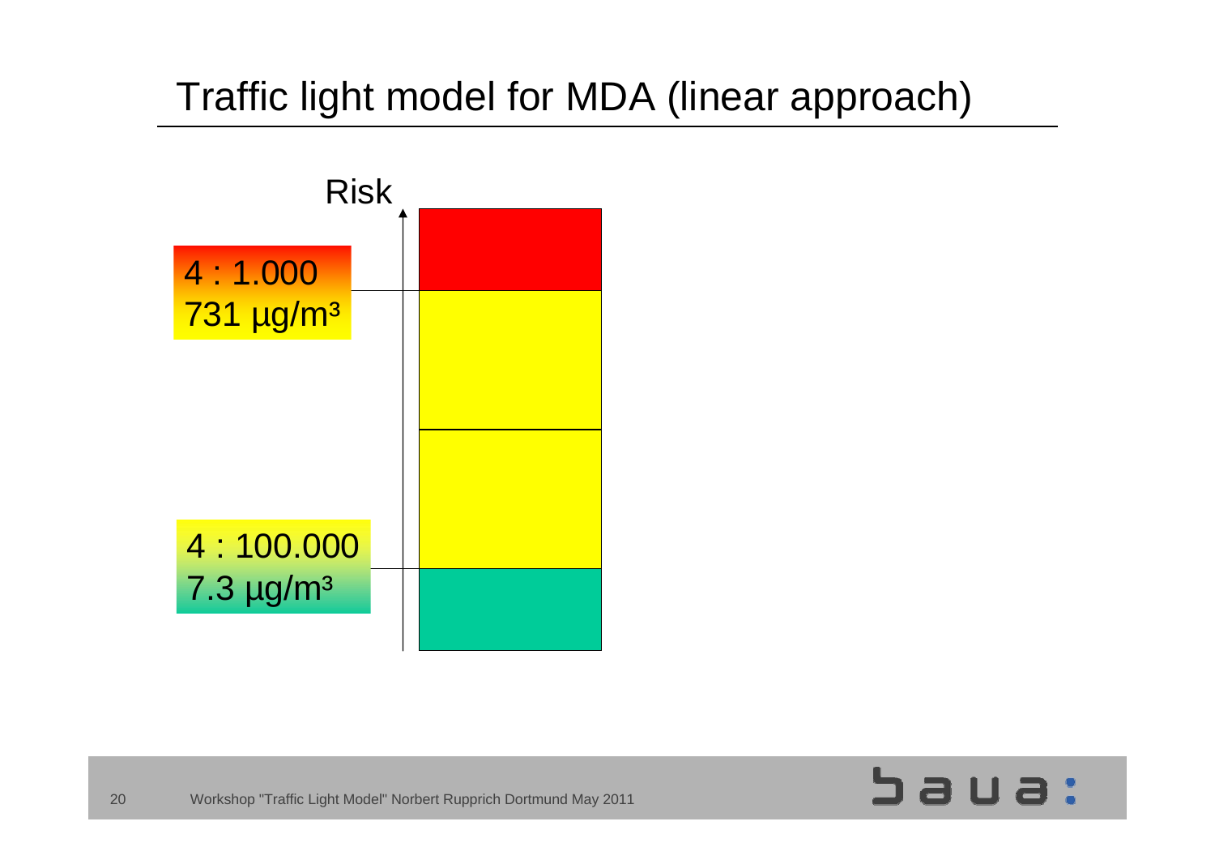# Traffic light model for MDA (linear approach)

Risk

4 : 1.000
731 µg/m³

4 : 100.000
7.3 µg/m³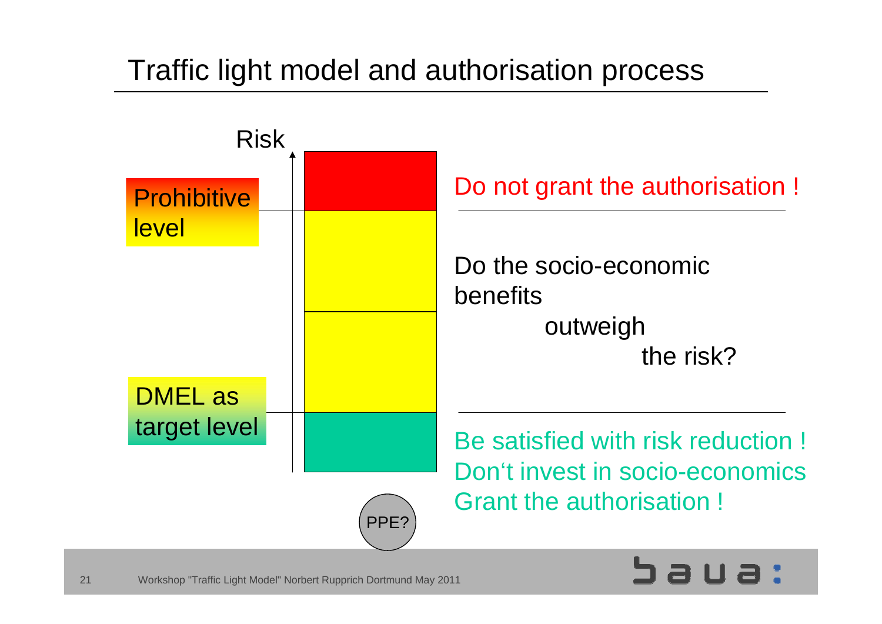# Traffic light model and authorisation process

Risk

Prohibitive level

DMEL as target level

Do not grant the authorisation !

Do the socio-economic benefits outweigh the risk?

Be satisfied with risk reduction !
Don‘t invest in socio-economics
Grant the authorisation !

PPE?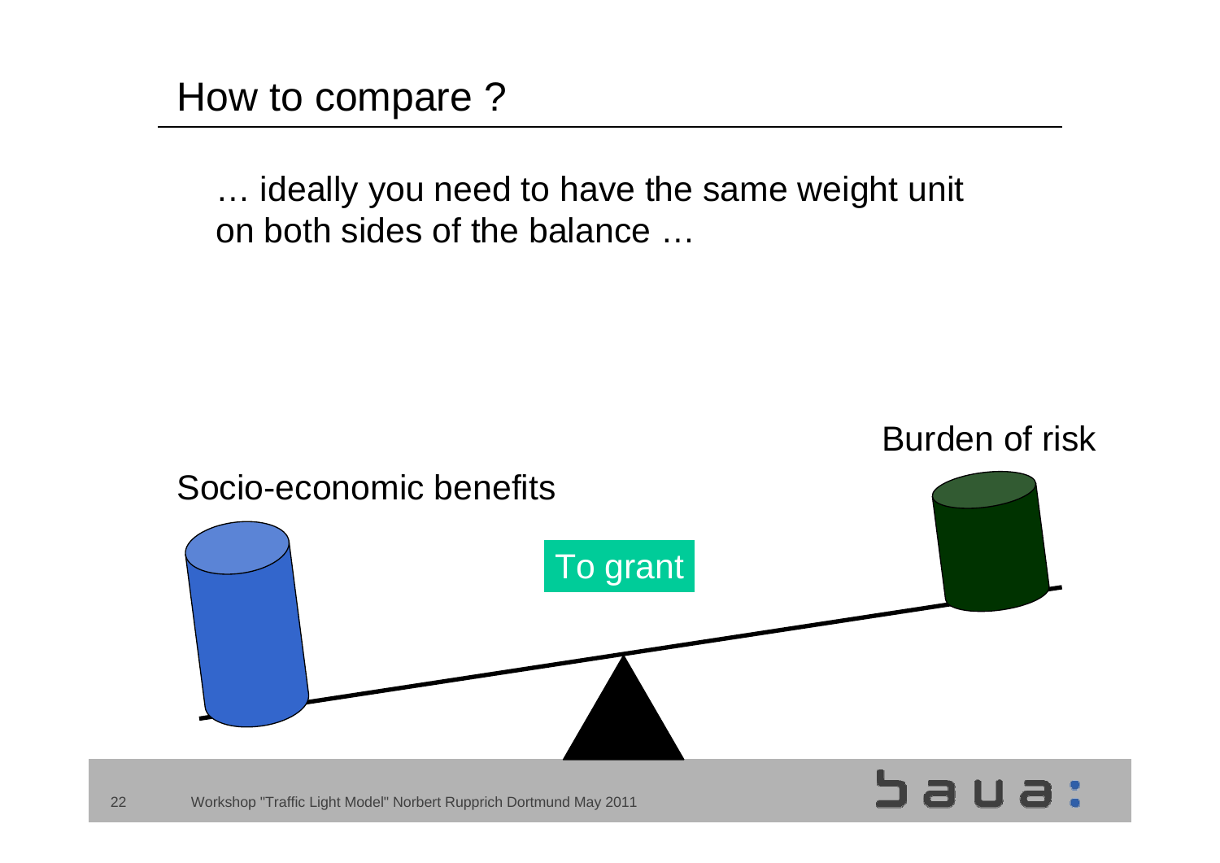# How to compare ?

… ideally you need to have the same weight unit on both sides of the balance …

Burden of risk

Socio-economic benefits

To grant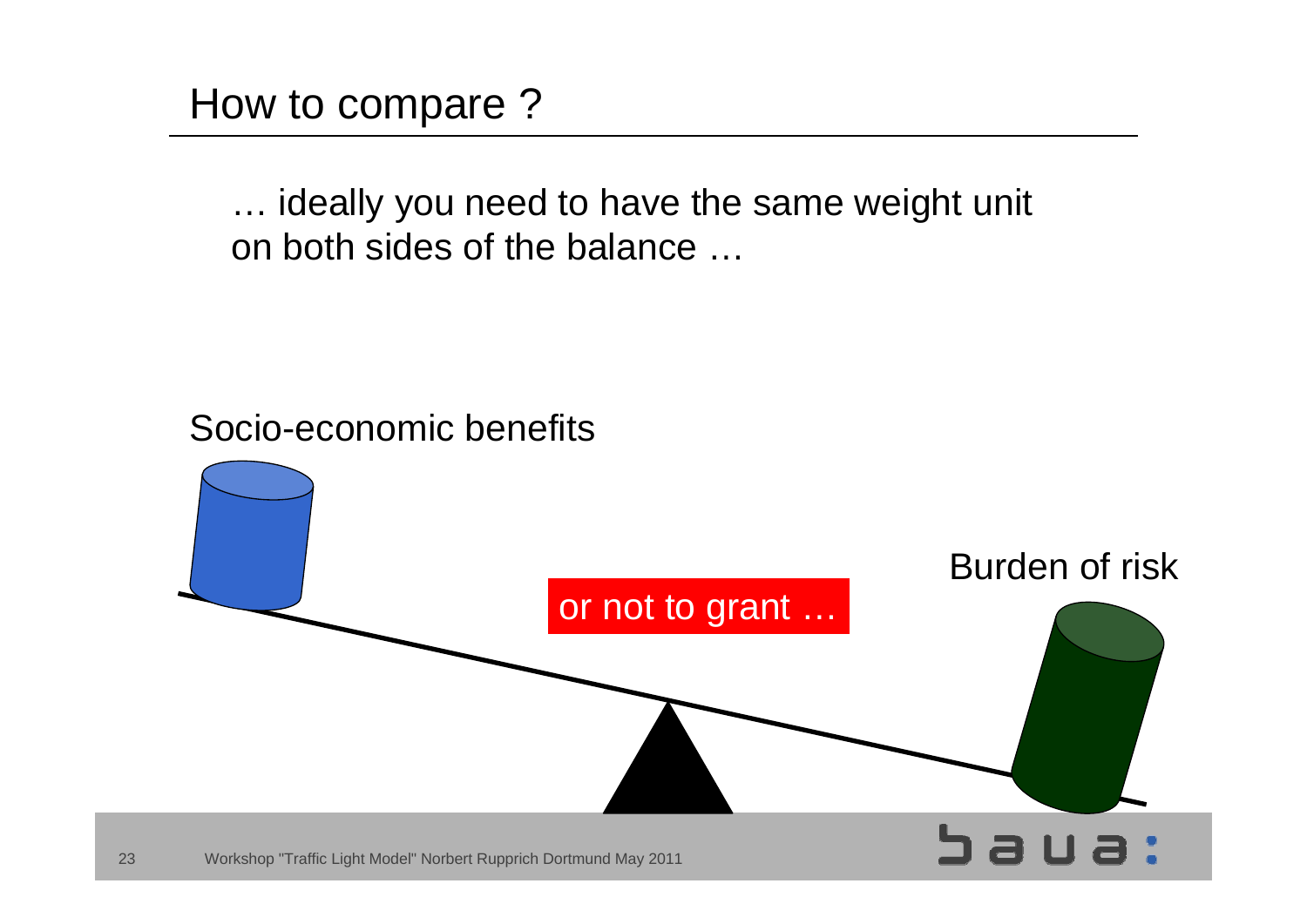# How to compare ?

… ideally you need to have the same weight unit on both sides of the balance …

Socio-economic benefits

or not to grant …

Burden of risk